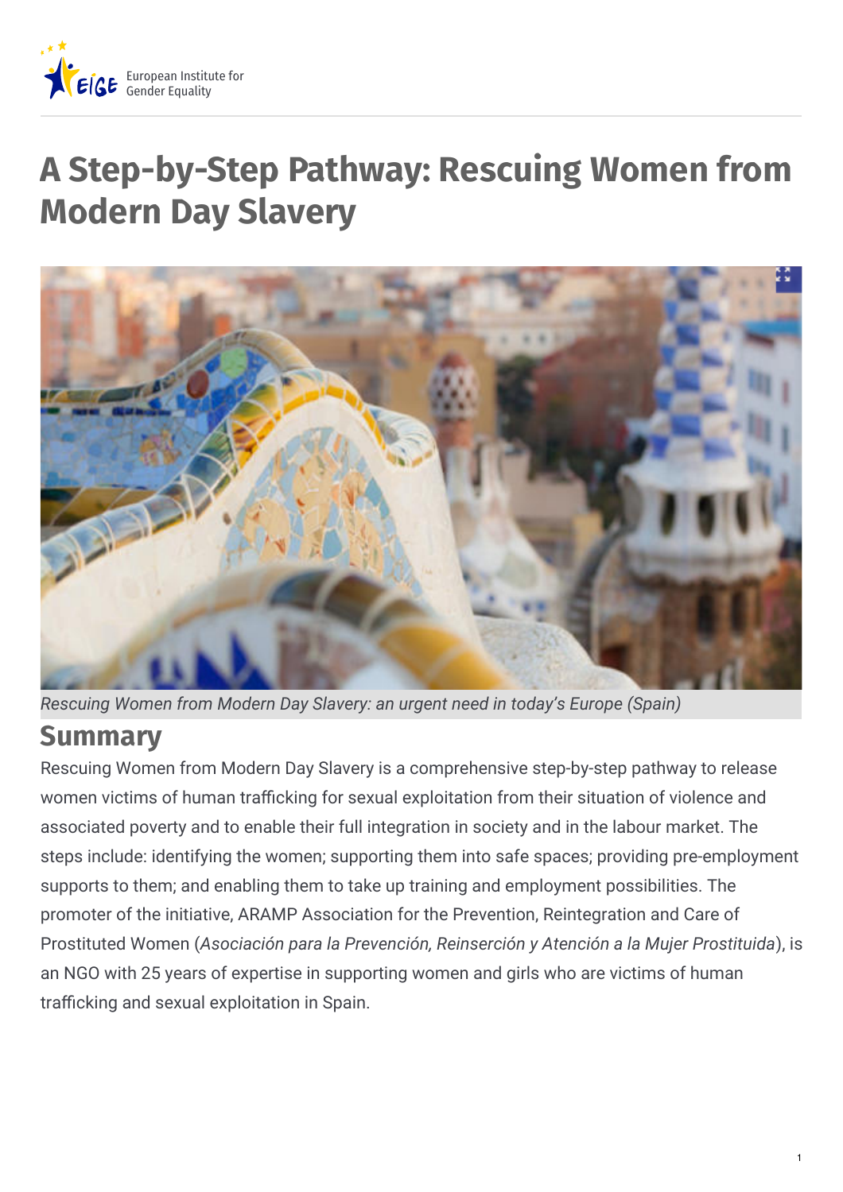# A Step-by-Step Pathway: Rescuing Women from Modern Day Slavery

*Rescuing Women from Modern Day Slavery: an urgent need in today's Europe (Spain)*

## Summary

Rescuing Women from Modern Day Slavery is a comprehensive step-by-step pathway to release women victims of human trafficking for sexual exploitation from their situation of violence and associated poverty and to enable their full integration in society and in the labour market. The steps include: identifying the women; supporting them into safe spaces; providing pre-employment supports to them; and enabling them to take up training and employment possibilities. The promoter of the initiative, ARAMP Association for the Prevention, Reintegration and Care of Prostituted Women (*Asociación para la Prevención, Reinserción y Atención a la Mujer Prostituida*), is an NGO with 25 years of expertise in supporting women and girls who are victims of human trafficking and sexual exploitation in Spain.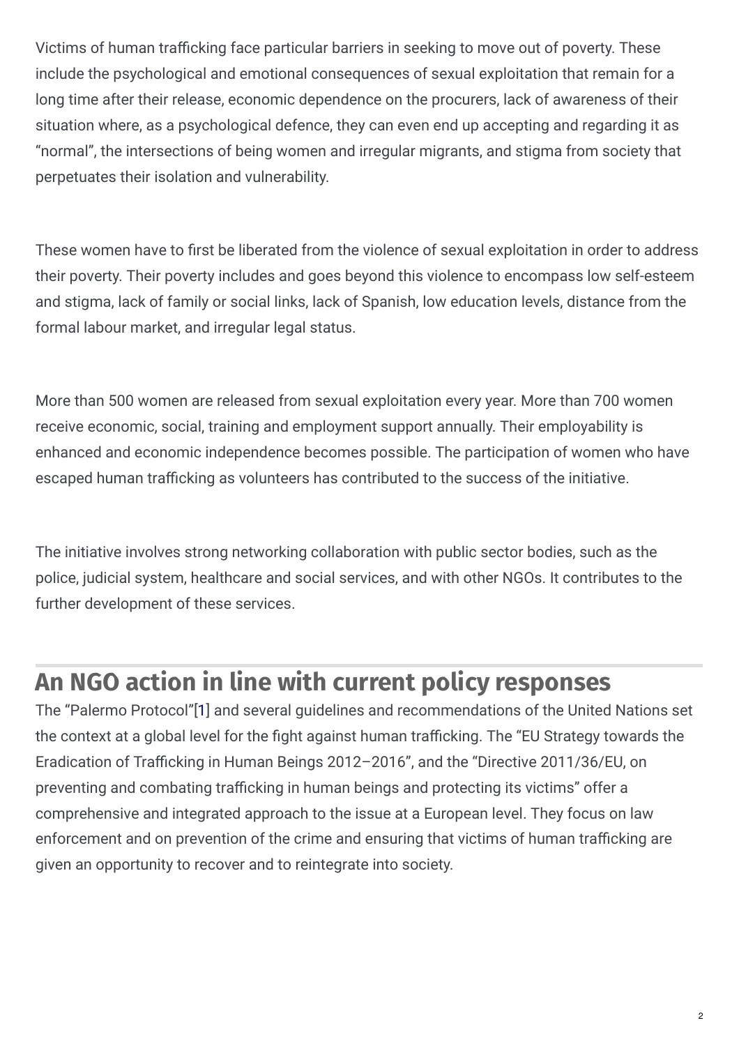Victims of human trafficking face particular barriers in seeking to move out of poverty. These include the psychological and emotional consequences of sexual exploitation that remain for a long time after their release, economic dependence on the procurers, lack of awareness of their situation where, as a psychological defence, they can even end up accepting and regarding it as "normal", the intersections of being women and irregular migrants, and stigma from society that perpetuates their isolation and vulnerability.

These women have to first be liberated from the violence of sexual exploitation in order to address their poverty. Their poverty includes and goes beyond this violence to encompass low self-esteem and stigma, lack of family or social links, lack of Spanish, low education levels, distance from the formal labour market, and irregular legal status.

More than 500 women are released from sexual exploitation every year. More than 700 women receive economic, social, training and employment support annually. Their employability is enhanced and economic independence becomes possible. The participation of women who have escaped human trafficking as volunteers has contributed to the success of the initiative.

The initiative involves strong networking collaboration with public sector bodies, such as the police, judicial system, healthcare and social services, and with other NGOs. It contributes to the further development of these services.

## An NGO action in line with current policy responses

The "Palermo Protocol"[1] and several guidelines and recommendations of the United Nations set the context at a global level for the fight against human trafficking. The "EU Strategy towards the Eradication of Trafficking in Human Beings 2012–2016", and the "Directive 2011/36/EU, on preventing and combating trafficking in human beings and protecting its victims" offer a comprehensive and integrated approach to the issue at a European level. They focus on law enforcement and on prevention of the crime and ensuring that victims of human trafficking are given an opportunity to recover and to reintegrate into society.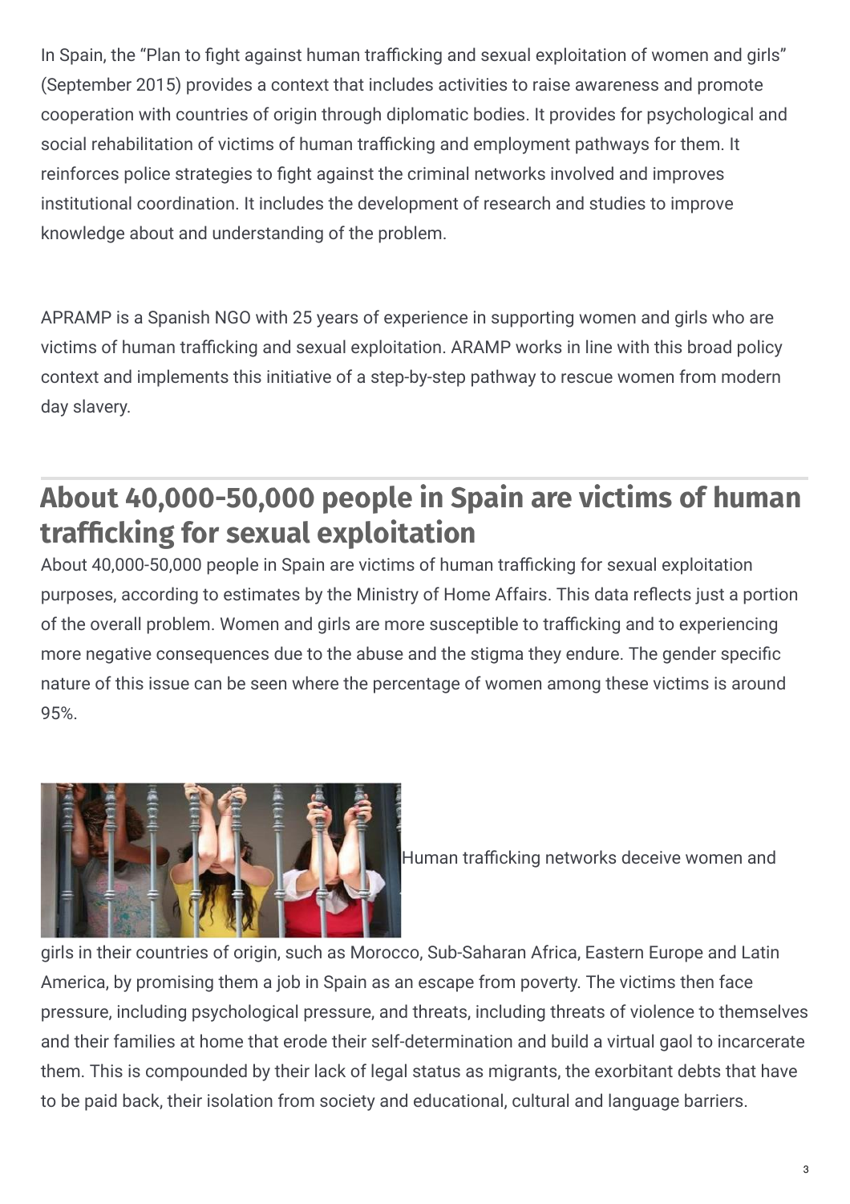In Spain, the “Plan to fight against human trafficking and sexual exploitation of women and girls” (September 2015) provides a context that includes activities to raise awareness and promote cooperation with countries of origin through diplomatic bodies. It provides for psychological and social rehabilitation of victims of human trafficking and employment pathways for them. It reinforces police strategies to fight against the criminal networks involved and improves institutional coordination. It includes the development of research and studies to improve knowledge about and understanding of the problem.

APRAMP is a Spanish NGO with 25 years of experience in supporting women and girls who are victims of human trafficking and sexual exploitation. ARAMP works in line with this broad policy context and implements this initiative of a step-by-step pathway to rescue women from modern day slavery.

## About 40,000-50,000 people in Spain are victims of human trafficking for sexual exploitation

About 40,000-50,000 people in Spain are victims of human trafficking for sexual exploitation purposes, according to estimates by the Ministry of Home Affairs. This data reflects just a portion of the overall problem. Women and girls are more susceptible to trafficking and to experiencing more negative consequences due to the abuse and the stigma they endure. The gender specific nature of this issue can be seen where the percentage of women among these victims is around 95%.

Human trafficking networks deceive women and girls in their countries of origin, such as Morocco, Sub-Saharan Africa, Eastern Europe and Latin America, by promising them a job in Spain as an escape from poverty. The victims then face pressure, including psychological pressure, and threats, including threats of violence to themselves and their families at home that erode their self-determination and build a virtual gaol to incarcerate them. This is compounded by their lack of legal status as migrants, the exorbitant debts that have to be paid back, their isolation from society and educational, cultural and language barriers.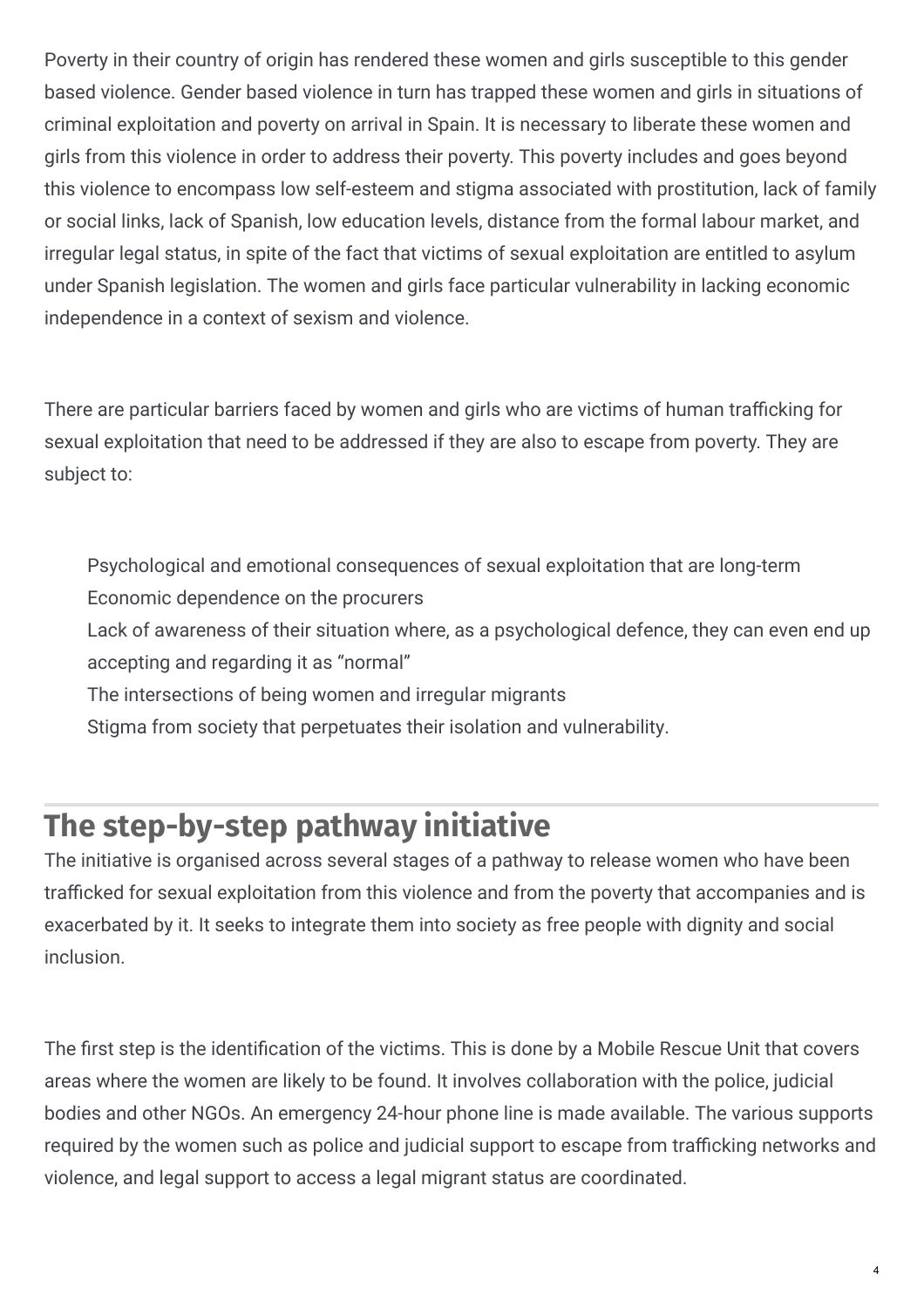Poverty in their country of origin has rendered these women and girls susceptible to this gender based violence. Gender based violence in turn has trapped these women and girls in situations of criminal exploitation and poverty on arrival in Spain. It is necessary to liberate these women and girls from this violence in order to address their poverty. This poverty includes and goes beyond this violence to encompass low self-esteem and stigma associated with prostitution, lack of family or social links, lack of Spanish, low education levels, distance from the formal labour market, and irregular legal status, in spite of the fact that victims of sexual exploitation are entitled to asylum under Spanish legislation. The women and girls face particular vulnerability in lacking economic independence in a context of sexism and violence.

There are particular barriers faced by women and girls who are victims of human trafficking for sexual exploitation that need to be addressed if they are also to escape from poverty. They are subject to:

- Psychological and emotional consequences of sexual exploitation that are long-term
- Economic dependence on the procurers
- Lack of awareness of their situation where, as a psychological defence, they can even end up accepting and regarding it as "normal"
- The intersections of being women and irregular migrants
- Stigma from society that perpetuates their isolation and vulnerability.

## The step-by-step pathway initiative

The initiative is organised across several stages of a pathway to release women who have been trafficked for sexual exploitation from this violence and from the poverty that accompanies and is exacerbated by it. It seeks to integrate them into society as free people with dignity and social inclusion.

The first step is the identification of the victims. This is done by a Mobile Rescue Unit that covers areas where the women are likely to be found. It involves collaboration with the police, judicial bodies and other NGOs. An emergency 24-hour phone line is made available. The various supports required by the women such as police and judicial support to escape from trafficking networks and violence, and legal support to access a legal migrant status are coordinated.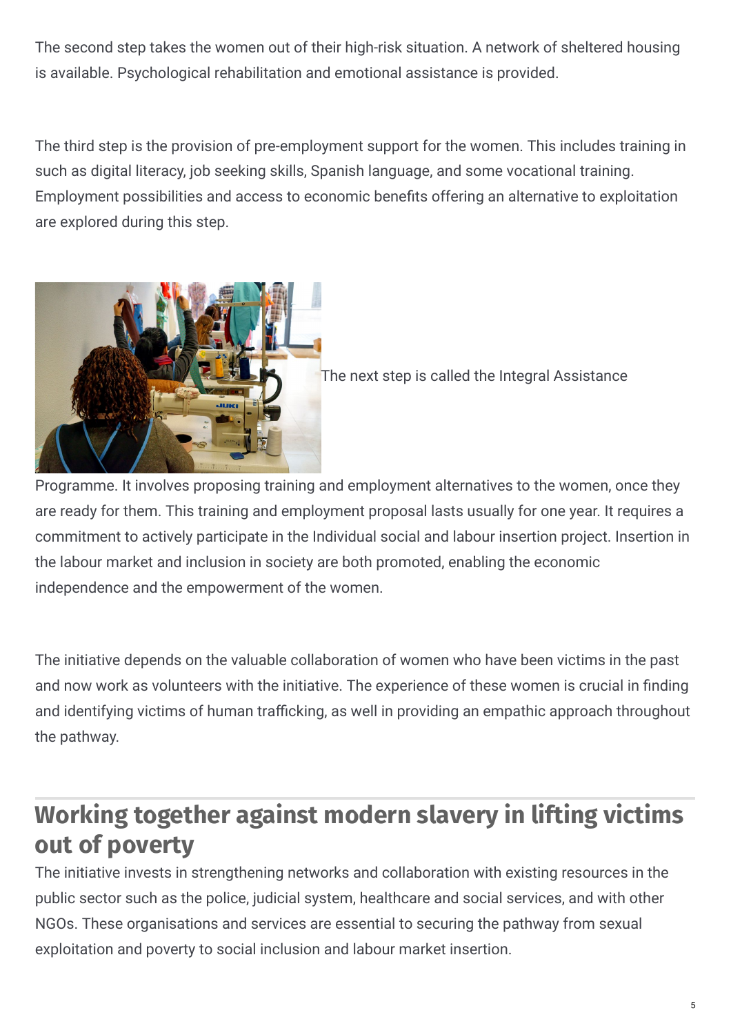The second step takes the women out of their high-risk situation. A network of sheltered housing is available. Psychological rehabilitation and emotional assistance is provided.

The third step is the provision of pre-employment support for the women. This includes training in such as digital literacy, job seeking skills, Spanish language, and some vocational training. Employment possibilities and access to economic benefits offering an alternative to exploitation are explored during this step.

The next step is called the Integral Assistance Programme. It involves proposing training and employment alternatives to the women, once they are ready for them. This training and employment proposal lasts usually for one year. It requires a commitment to actively participate in the Individual social and labour insertion project. Insertion in the labour market and inclusion in society are both promoted, enabling the economic independence and the empowerment of the women.

The initiative depends on the valuable collaboration of women who have been victims in the past and now work as volunteers with the initiative. The experience of these women is crucial in finding and identifying victims of human trafficking, as well in providing an empathic approach throughout the pathway.

## Working together against modern slavery in lifting victims out of poverty

The initiative invests in strengthening networks and collaboration with existing resources in the public sector such as the police, judicial system, healthcare and social services, and with other NGOs. These organisations and services are essential to securing the pathway from sexual exploitation and poverty to social inclusion and labour market insertion.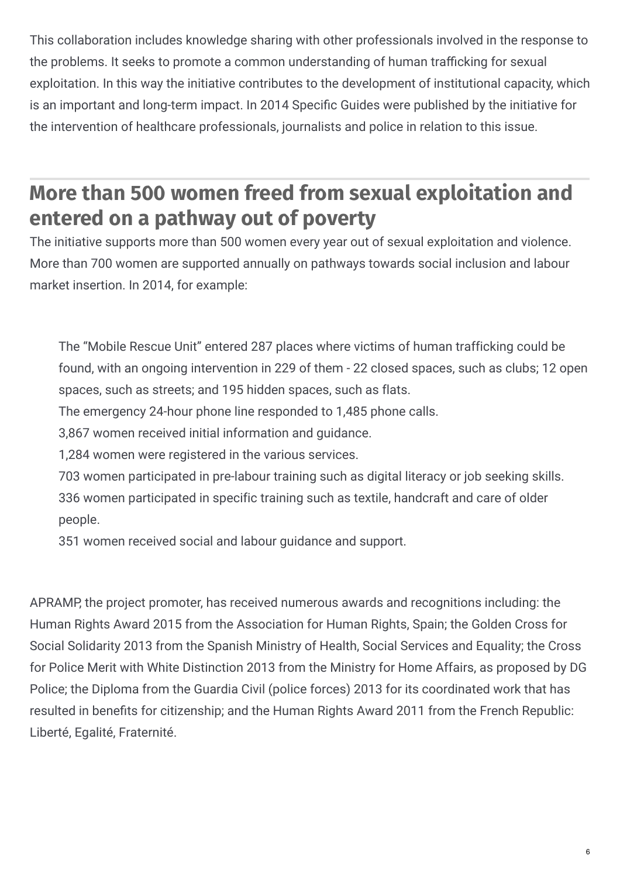This collaboration includes knowledge sharing with other professionals involved in the response to the problems. It seeks to promote a common understanding of human trafficking for sexual exploitation. In this way the initiative contributes to the development of institutional capacity, which is an important and long-term impact. In 2014 Specific Guides were published by the initiative for the intervention of healthcare professionals, journalists and police in relation to this issue.

## More than 500 women freed from sexual exploitation and entered on a pathway out of poverty

The initiative supports more than 500 women every year out of sexual exploitation and violence. More than 700 women are supported annually on pathways towards social inclusion and labour market insertion. In 2014, for example:

- The "Mobile Rescue Unit" entered 287 places where victims of human trafficking could be found, with an ongoing intervention in 229 of them - 22 closed spaces, such as clubs; 12 open spaces, such as streets; and 195 hidden spaces, such as flats.
- The emergency 24-hour phone line responded to 1,485 phone calls.
- 3,867 women received initial information and guidance.
- 1,284 women were registered in the various services.
- 703 women participated in pre-labour training such as digital literacy or job seeking skills.
- 336 women participated in specific training such as textile, handcraft and care of older people.
- 351 women received social and labour guidance and support.

APRAMP, the project promoter, has received numerous awards and recognitions including: the Human Rights Award 2015 from the Association for Human Rights, Spain; the Golden Cross for Social Solidarity 2013 from the Spanish Ministry of Health, Social Services and Equality; the Cross for Police Merit with White Distinction 2013 from the Ministry for Home Affairs, as proposed by DG Police; the Diploma from the Guardia Civil (police forces) 2013 for its coordinated work that has resulted in benefits for citizenship; and the Human Rights Award 2011 from the French Republic: Liberté, Egalité, Fraternité.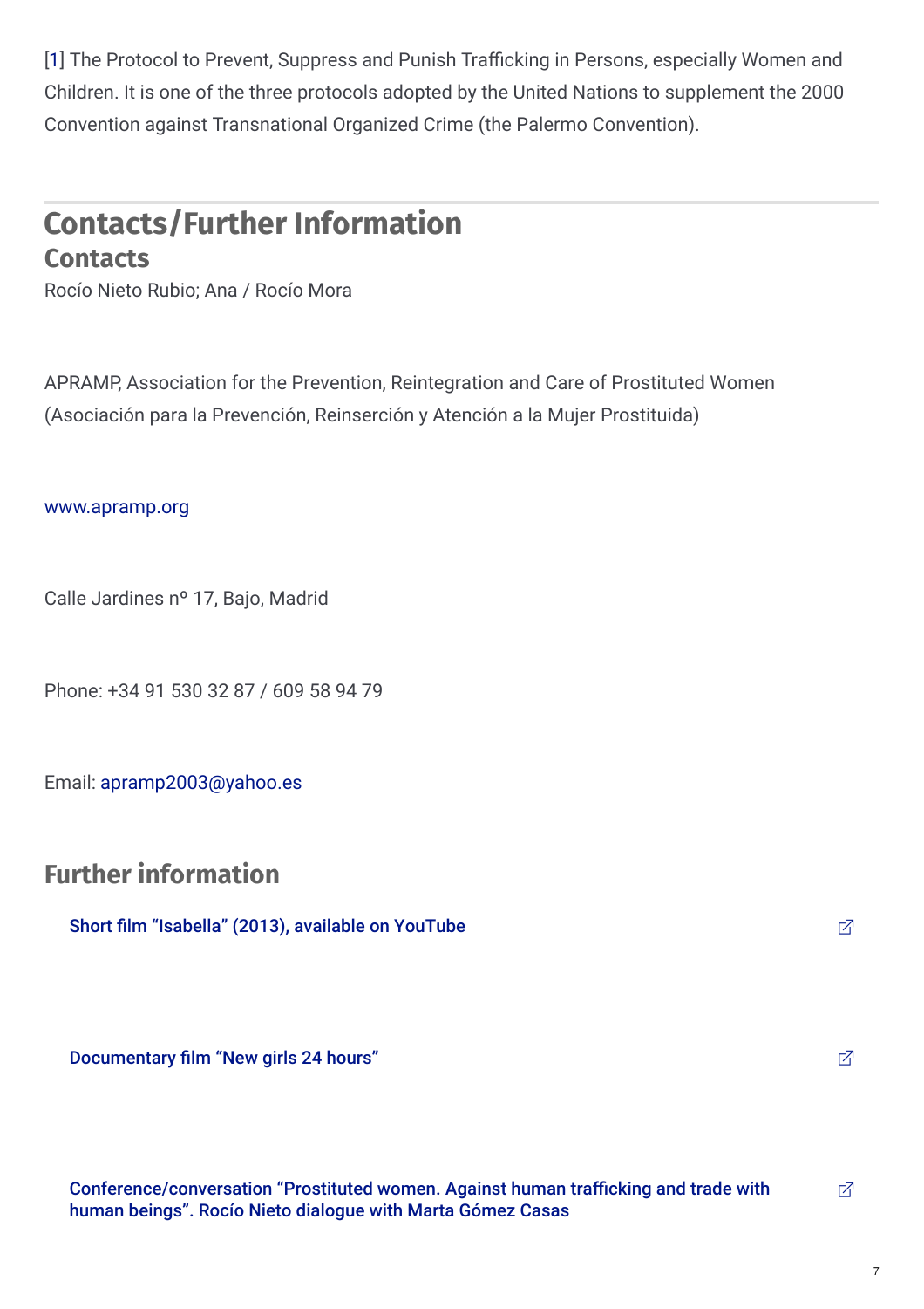[1] The Protocol to Prevent, Suppress and Punish Trafficking in Persons, especially Women and Children. It is one of the three protocols adopted by the United Nations to supplement the 2000 Convention against Transnational Organized Crime (the Palermo Convention).

## Contacts/Further Information

### Contacts

Rocío Nieto Rubio; Ana / Rocío Mora

APRAMP, Association for the Prevention, Reintegration and Care of Prostituted Women (Asociación para la Prevención, Reinserción y Atención a la Mujer Prostituida)

www.apramp.org

Calle Jardines nº 17, Bajo, Madrid

Phone: +34 91 530 32 87 / 609 58 94 79

Email: apramp2003@yahoo.es

### Further information

- Short film “Isabella” (2013), available on YouTube
- Documentary film “New girls 24 hours”
- Conference/conversation “Prostituted women. Against human trafficking and trade with human beings”. Rocío Nieto dialogue with Marta Gómez Casas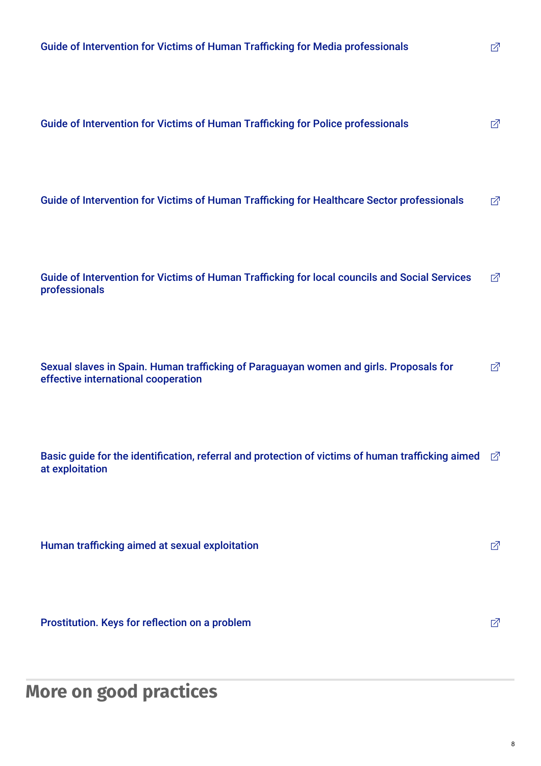Guide of Intervention for Victims of Human Trafficking for Media professionals

Guide of Intervention for Victims of Human Trafficking for Police professionals

Guide of Intervention for Victims of Human Trafficking for Healthcare Sector professionals

Guide of Intervention for Victims of Human Trafficking for local councils and Social Services professionals

Sexual slaves in Spain. Human trafficking of Paraguayan women and girls. Proposals for effective international cooperation

Basic guide for the identification, referral and protection of victims of human trafficking aimed at exploitation

Human trafficking aimed at sexual exploitation

Prostitution. Keys for reflection on a problem

## More on good practices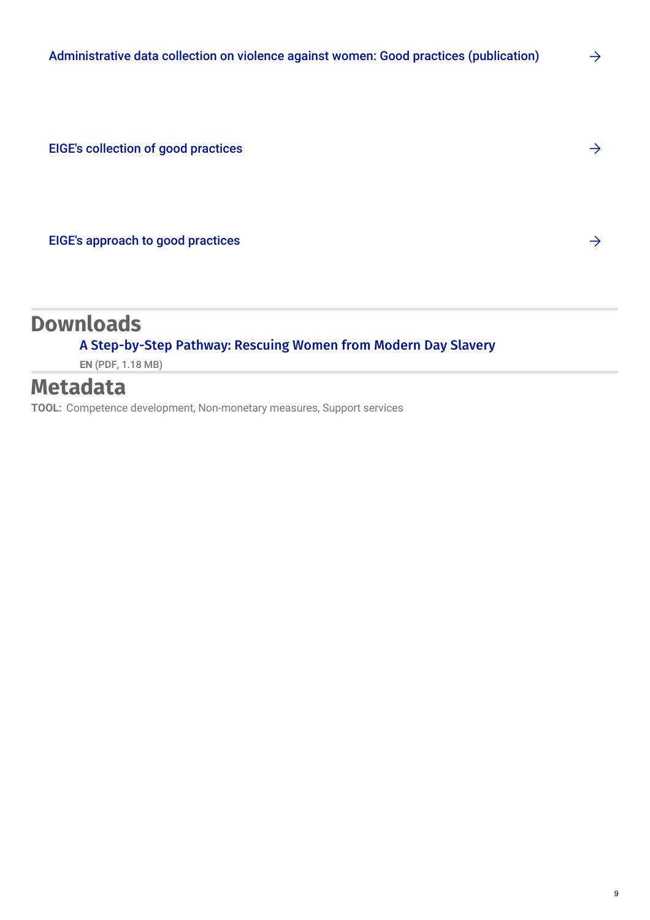Administrative data collection on violence against women: Good practices (publication) →

EIGE's collection of good practices →

EIGE's approach to good practices →

## Downloads

A Step-by-Step Pathway: Rescuing Women from Modern Day Slavery

**EN** (PDF, 1.18 MB)

## Metadata

**TOOL:** Competence development, Non-monetary measures, Support services